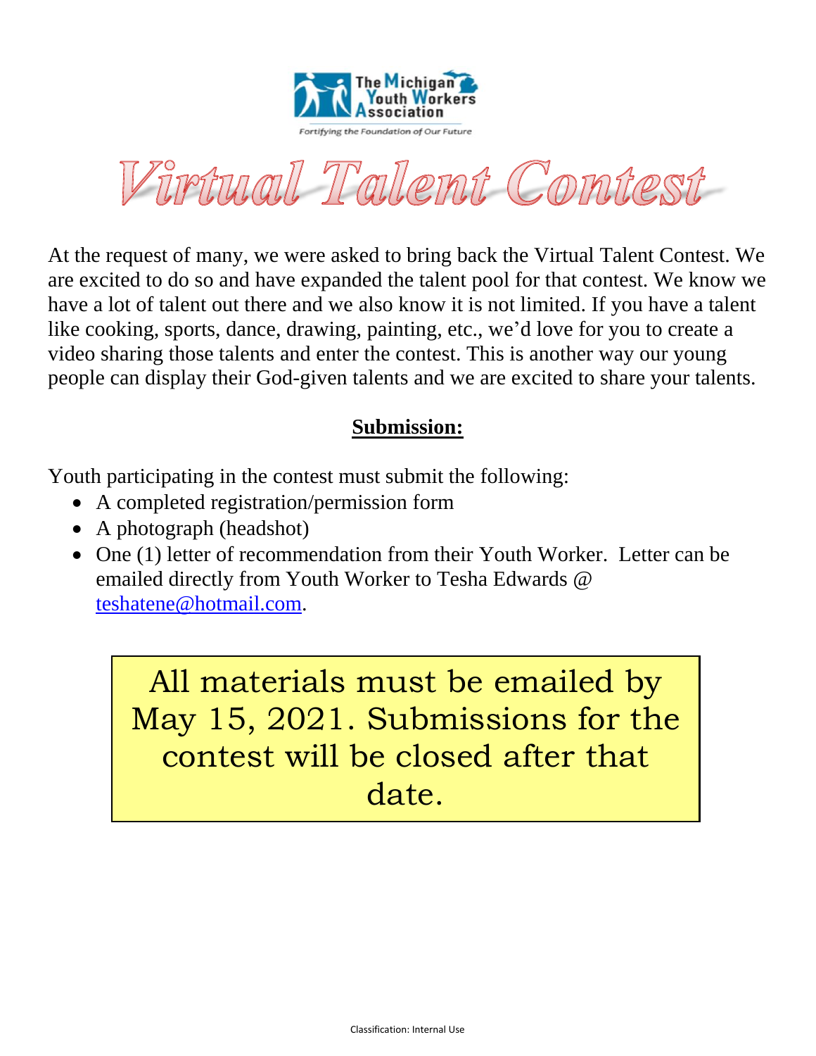The Michigan Youth Workers Association

*Fortifying the Foundation of Our Future*

# Virtual Talent Contest

At the request of many, we were asked to bring back the Virtual Talent Contest. We are excited to do so and have expanded the talent pool for that contest. We know we have a lot of talent out there and we also know it is not limited. If you have a talent like cooking, sports, dance, drawing, painting, etc., we'd love for you to create a video sharing those talents and enter the contest. This is another way our young people can display their God-given talents and we are excited to share your talents.

## **Submission:**

Youth participating in the contest must submit the following:

- A completed registration/permission form
- A photograph (headshot)
- One (1) letter of recommendation from their Youth Worker. Letter can be emailed directly from Youth Worker to Tesha Edwards @ teshatene@hotmail.com.

All materials must be emailed by May 15, 2021. Submissions for the contest will be closed after that date.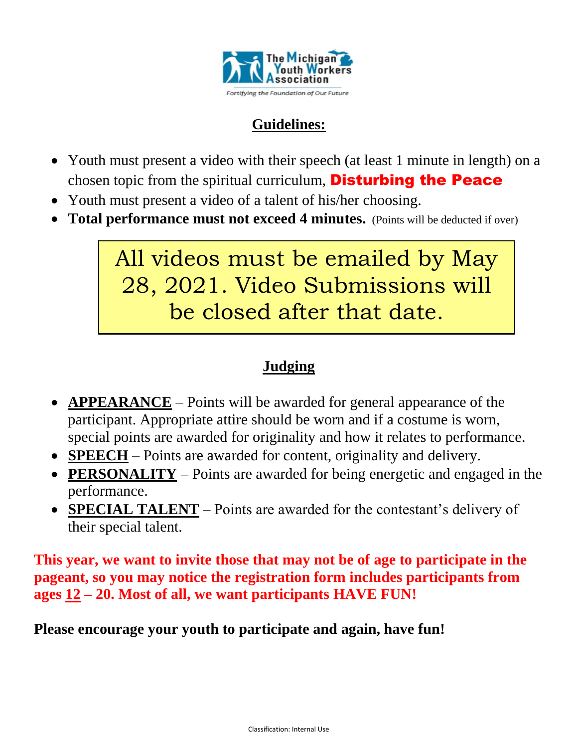The Michigan Youth Workers Association

*Fortifying the Foundation of Our Future*

## Guidelines:

- Youth must present a video with their speech (at least 1 minute in length) on a chosen topic from the spiritual curriculum, **Disturbing the Peace**
- Youth must present a video of a talent of his/her choosing.
- **Total performance must not exceed 4 minutes.** (Points will be deducted if over)

All videos must be emailed by May 28, 2021. Video Submissions will be closed after that date.

## Judging

- **APPEARANCE** – Points will be awarded for general appearance of the participant. Appropriate attire should be worn and if a costume is worn, special points are awarded for originality and how it relates to performance.
- **SPEECH** – Points are awarded for content, originality and delivery.
- **PERSONALITY** – Points are awarded for being energetic and engaged in the performance.
- **SPECIAL TALENT** – Points are awarded for the contestant's delivery of their special talent.

**This year, we want to invite those that may not be of age to participate in the pageant, so you may notice the registration form includes participants from ages 12 – 20. Most of all, we want participants HAVE FUN!**

**Please encourage your youth to participate and again, have fun!**

Classification: Internal Use